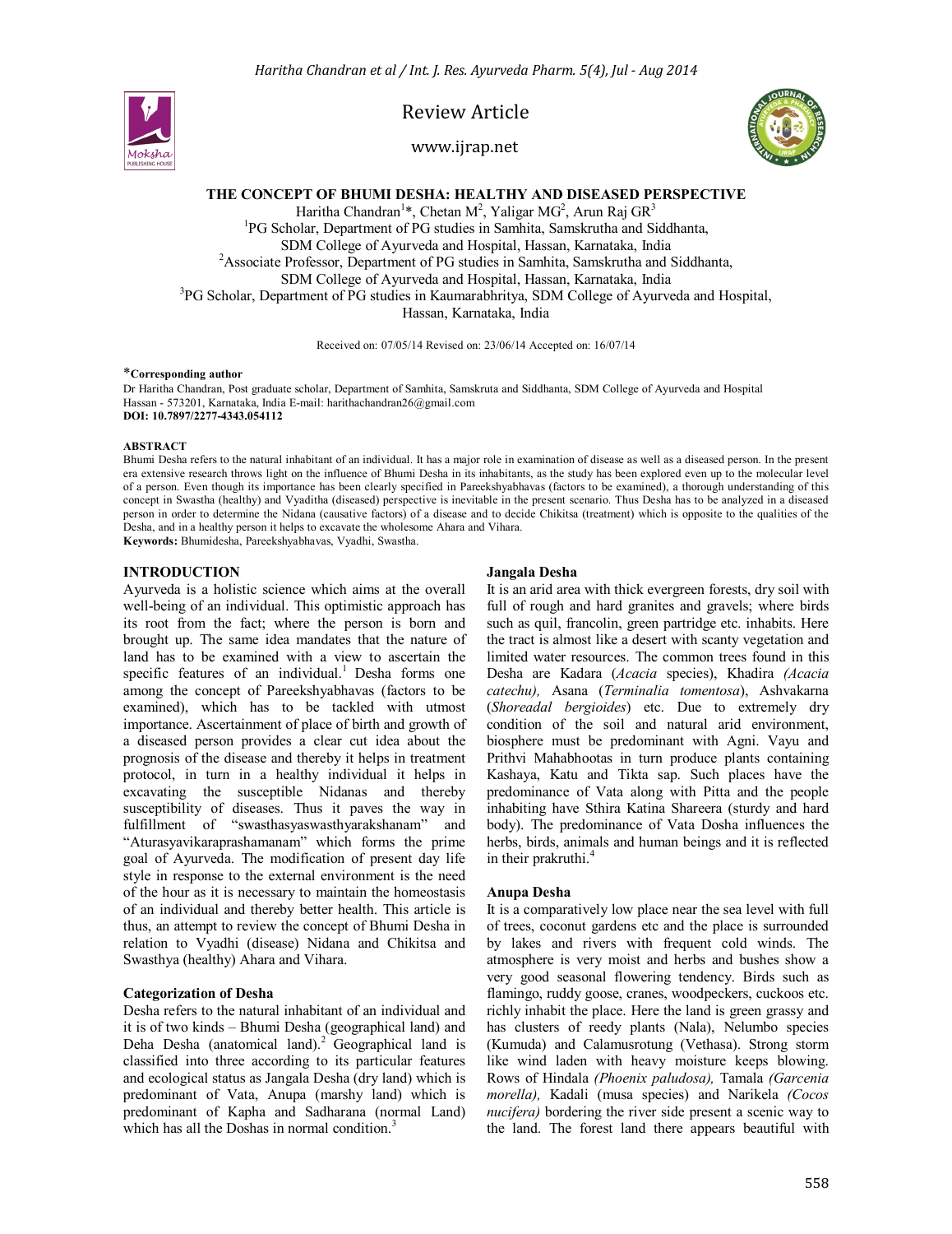Review Article

www.ijrap.net

# THE CONCEPT OF BHUMI DESHA: HEALTHY AND DISEASED PERSPECTIVE

Haritha Chandran[1]*, Chetan M[2], Yaligar MG[2], Arun Raj GR[3]

[1]PG Scholar, Department of PG studies in Samhita, Samskrutha and Siddhanta, SDM College of Ayurveda and Hospital, Hassan, Karnataka, India

[2]Associate Professor, Department of PG studies in Samhita, Samskrutha and Siddhanta, SDM College of Ayurveda and Hospital, Hassan, Karnataka, India

[3]PG Scholar, Department of PG studies in Kaumarabhritya, SDM College of Ayurveda and Hospital, Hassan, Karnataka, India

Received on: 07/05/14 Revised on: 23/06/14 Accepted on: 16/07/14

***Corresponding author**

Dr Haritha Chandran, Post graduate scholar, Department of Samhita, Samskruta and Siddhanta, SDM College of Ayurveda and Hospital Hassan - 573201, Karnataka, India E-mail: harithachandran26@gmail.com

**DOI: 10.7897/2277-4343.054112**

## ABSTRACT

Bhumi Desha refers to the natural inhabitant of an individual. It has a major role in examination of disease as well as a diseased person. In the present era extensive research throws light on the influence of Bhumi Desha in its inhabitants, as the study has been explored even up to the molecular level of a person. Even though its importance has been clearly specified in Pareekshyabhavas (factors to be examined), a thorough understanding of this concept in Swastha (healthy) and Vyaditha (diseased) perspective is inevitable in the present scenario. Thus Desha has to be analyzed in a diseased person in order to determine the Nidana (causative factors) of a disease and to decide Chikitsa (treatment) which is opposite to the qualities of the Desha, and in a healthy person it helps to excavate the wholesome Ahara and Vihara.

**Keywords:** Bhumidesha, Pareekshyabhavas, Vyadhi, Swastha.

## INTRODUCTION

Ayurveda is a holistic science which aims at the overall well-being of an individual. This optimistic approach has its root from the fact; where the person is born and brought up. The same idea mandates that the nature of land has to be examined with a view to ascertain the specific features of an individual.[1] Desha forms one among the concept of Pareekshyabhavas (factors to be examined), which has to be tackled with utmost importance. Ascertainment of place of birth and growth of a diseased person provides a clear cut idea about the prognosis of the disease and thereby it helps in treatment protocol, in turn in a healthy individual it helps in excavating the susceptible Nidanas and thereby susceptibility of diseases. Thus it paves the way in fulfillment of "swasthasyaswasthyarakshanam" and "Aturasyavikaraprashamanam" which forms the prime goal of Ayurveda. The modification of present day life style in response to the external environment is the need of the hour as it is necessary to maintain the homeostasis of an individual and thereby better health. This article is thus, an attempt to review the concept of Bhumi Desha in relation to Vyadhi (disease) Nidana and Chikitsa and Swasthya (healthy) Ahara and Vihara.

### Categorization of Desha

Desha refers to the natural inhabitant of an individual and it is of two kinds – Bhumi Desha (geographical land) and Deha Desha (anatomical land).[2] Geographical land is classified into three according to its particular features and ecological status as Jangala Desha (dry land) which is predominant of Vata, Anupa (marshy land) which is predominant of Kapha and Sadharana (normal Land) which has all the Doshas in normal condition.[3]

### Jangala Desha

It is an arid area with thick evergreen forests, dry soil with full of rough and hard granites and gravels; where birds such as quil, francolin, green partridge etc. inhabits. Here the tract is almost like a desert with scanty vegetation and limited water resources. The common trees found in this Desha are Kadara (*Acacia* species), Khadira *(Acacia catechu),* Asana (*Terminalia tomentosa*), Ashvakarna (*Shoreadal bergioides*) etc. Due to extremely dry condition of the soil and natural arid environment, biosphere must be predominant with Agni. Vayu and Prithvi Mahabhootas in turn produce plants containing Kashaya, Katu and Tikta sap. Such places have the predominance of Vata along with Pitta and the people inhabiting have Sthira Katina Shareera (sturdy and hard body). The predominance of Vata Dosha influences the herbs, birds, animals and human beings and it is reflected in their prakruthi.[4]

### Anupa Desha

It is a comparatively low place near the sea level with full of trees, coconut gardens etc and the place is surrounded by lakes and rivers with frequent cold winds. The atmosphere is very moist and herbs and bushes show a very good seasonal flowering tendency. Birds such as flamingo, ruddy goose, cranes, woodpeckers, cuckoos etc. richly inhabit the place. Here the land is green grassy and has clusters of reedy plants (Nala), Nelumbo species (Kumuda) and Calamusrotung (Vethasa). Strong storm like wind laden with heavy moisture keeps blowing. Rows of Hindala *(Phoenix paludosa),* Tamala *(Garcenia morella),* Kadali (musa species) and Narikela *(Cocos nucifera)* bordering the river side present a scenic way to the land. The forest land there appears beautiful with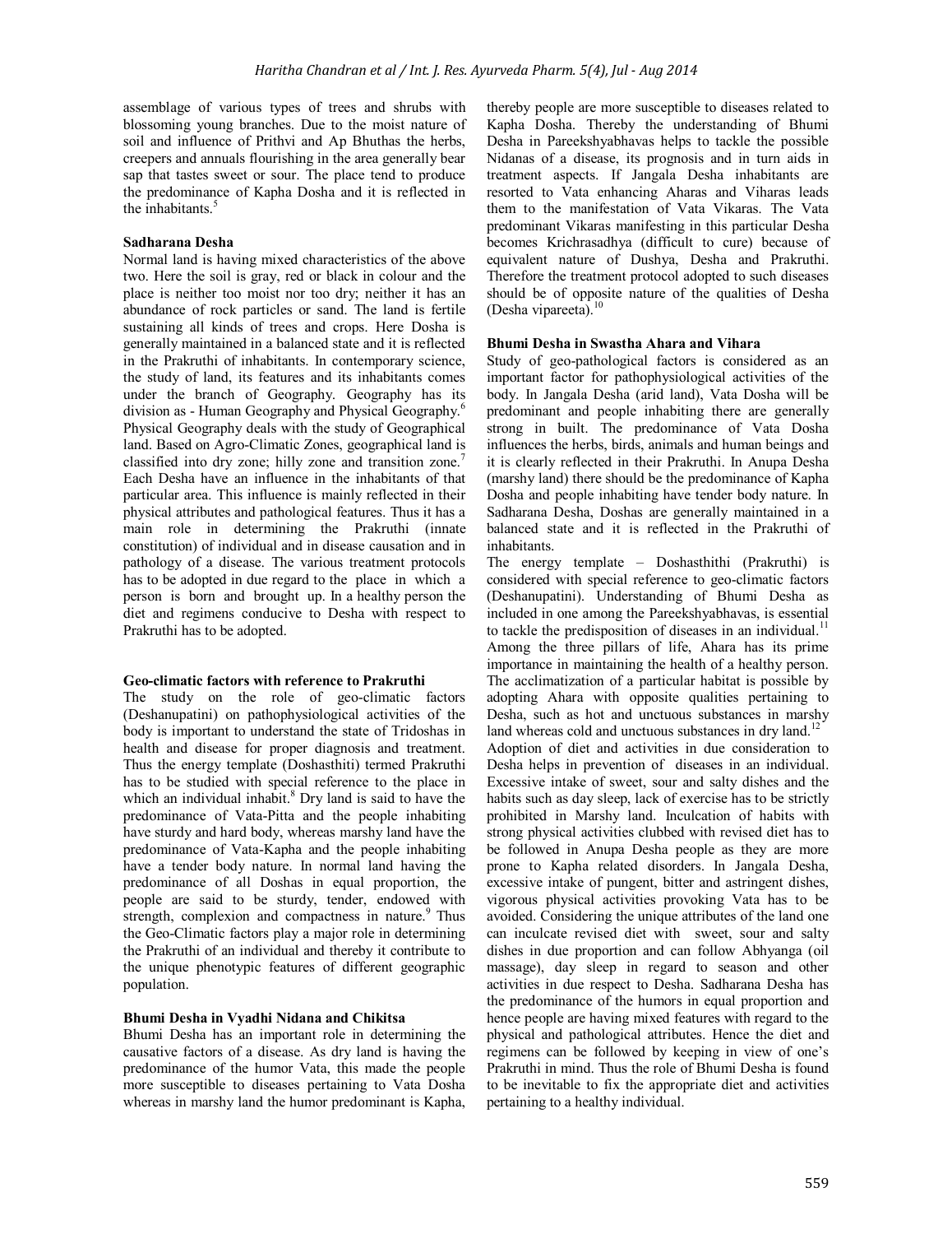assemblage of various types of trees and shrubs with blossoming young branches. Due to the moist nature of soil and influence of Prithvi and Ap Bhuthas the herbs, creepers and annuals flourishing in the area generally bear sap that tastes sweet or sour. The place tend to produce the predominance of Kapha Dosha and it is reflected in the inhabitants.[5]

### Sadharana Desha

Normal land is having mixed characteristics of the above two. Here the soil is gray, red or black in colour and the place is neither too moist nor too dry; neither it has an abundance of rock particles or sand. The land is fertile sustaining all kinds of trees and crops. Here Dosha is generally maintained in a balanced state and it is reflected in the Prakruthi of inhabitants. In contemporary science, the study of land, its features and its inhabitants comes under the branch of Geography. Geography has its division as - Human Geography and Physical Geography.[6] Physical Geography deals with the study of Geographical land. Based on Agro-Climatic Zones, geographical land is classified into dry zone; hilly zone and transition zone.[7] Each Desha have an influence in the inhabitants of that particular area. This influence is mainly reflected in their physical attributes and pathological features. Thus it has a main role in determining the Prakruthi (innate constitution) of individual and in disease causation and in pathology of a disease. The various treatment protocols has to be adopted in due regard to the place in which a person is born and brought up. In a healthy person the diet and regimens conducive to Desha with respect to Prakruthi has to be adopted.

### Geo-climatic factors with reference to Prakruthi

The study on the role of geo-climatic factors (Deshanupatini) on pathophysiological activities of the body is important to understand the state of Tridoshas in health and disease for proper diagnosis and treatment. Thus the energy template (Doshasthiti) termed Prakruthi has to be studied with special reference to the place in which an individual inhabit.[8] Dry land is said to have the predominance of Vata-Pitta and the people inhabiting have sturdy and hard body, whereas marshy land have the predominance of Vata-Kapha and the people inhabiting have a tender body nature. In normal land having the predominance of all Doshas in equal proportion, the people are said to be sturdy, tender, endowed with strength, complexion and compactness in nature.[9] Thus the Geo-Climatic factors play a major role in determining the Prakruthi of an individual and thereby it contribute to the unique phenotypic features of different geographic population.

### Bhumi Desha in Vyadhi Nidana and Chikitsa

Bhumi Desha has an important role in determining the causative factors of a disease. As dry land is having the predominance of the humor Vata, this made the people more susceptible to diseases pertaining to Vata Dosha whereas in marshy land the humor predominant is Kapha, thereby people are more susceptible to diseases related to Kapha Dosha. Thereby the understanding of Bhumi Desha in Pareekshyabhavas helps to tackle the possible Nidanas of a disease, its prognosis and in turn aids in treatment aspects. If Jangala Desha inhabitants are resorted to Vata enhancing Aharas and Viharas leads them to the manifestation of Vata Vikaras. The Vata predominant Vikaras manifesting in this particular Desha becomes Krichrasadhya (difficult to cure) because of equivalent nature of Dushya, Desha and Prakruthi. Therefore the treatment protocol adopted to such diseases should be of opposite nature of the qualities of Desha (Desha vipareeta).[10]

### Bhumi Desha in Swastha Ahara and Vihara

Study of geo-pathological factors is considered as an important factor for pathophysiological activities of the body. In Jangala Desha (arid land), Vata Dosha will be predominant and people inhabiting there are generally strong in built. The predominance of Vata Dosha influences the herbs, birds, animals and human beings and it is clearly reflected in their Prakruthi. In Anupa Desha (marshy land) there should be the predominance of Kapha Dosha and people inhabiting have tender body nature. In Sadharana Desha, Doshas are generally maintained in a balanced state and it is reflected in the Prakruthi of inhabitants.

The energy template – Doshasthithi (Prakruthi) is considered with special reference to geo-climatic factors (Deshanupatini). Understanding of Bhumi Desha as included in one among the Pareekshyabhavas, is essential to tackle the predisposition of diseases in an individual.[11] Among the three pillars of life, Ahara has its prime importance in maintaining the health of a healthy person. The acclimatization of a particular habitat is possible by adopting Ahara with opposite qualities pertaining to Desha, such as hot and unctuous substances in marshy land whereas cold and unctuous substances in dry land.[12]

Adoption of diet and activities in due consideration to Desha helps in prevention of diseases in an individual. Excessive intake of sweet, sour and salty dishes and the habits such as day sleep, lack of exercise has to be strictly prohibited in Marshy land. Inculcation of habits with strong physical activities clubbed with revised diet has to be followed in Anupa Desha people as they are more prone to Kapha related disorders. In Jangala Desha, excessive intake of pungent, bitter and astringent dishes, vigorous physical activities provoking Vata has to be avoided. Considering the unique attributes of the land one can inculcate revised diet with sweet, sour and salty dishes in due proportion and can follow Abhyanga (oil massage), day sleep in regard to season and other activities in due respect to Desha. Sadharana Desha has the predominance of the humors in equal proportion and hence people are having mixed features with regard to the physical and pathological attributes. Hence the diet and regimens can be followed by keeping in view of one's Prakruthi in mind. Thus the role of Bhumi Desha is found to be inevitable to fix the appropriate diet and activities pertaining to a healthy individual.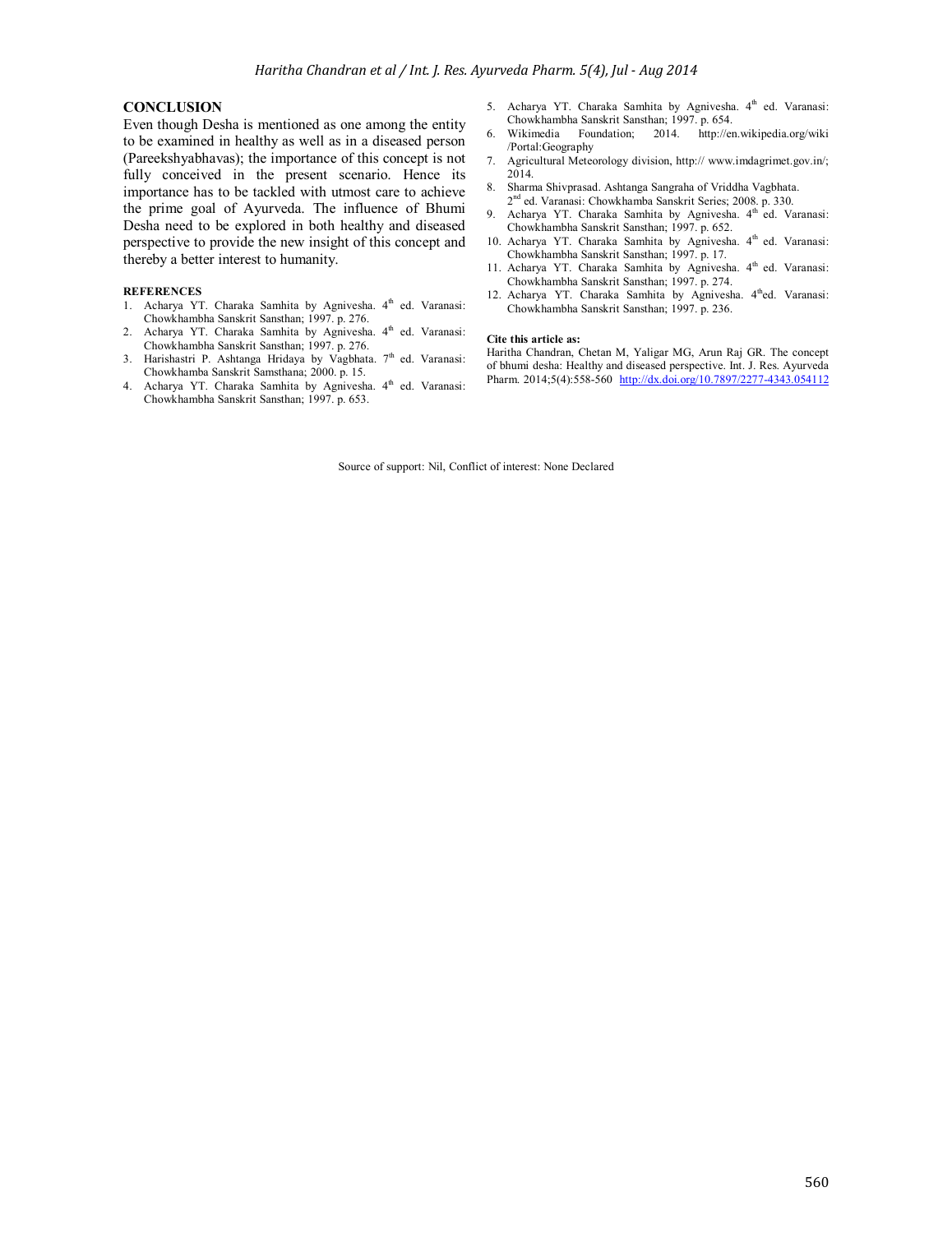## CONCLUSION

Even though Desha is mentioned as one among the entity to be examined in healthy as well as in a diseased person (Pareekshyabhavas); the importance of this concept is not fully conceived in the present scenario. Hence its importance has to be tackled with utmost care to achieve the prime goal of Ayurveda. The influence of Bhumi Desha need to be explored in both healthy and diseased perspective to provide the new insight of this concept and thereby a better interest to humanity.

### REFERENCES

1. Acharya YT. Charaka Samhita by Agnivesha. 4th ed. Varanasi: Chowkhambha Sanskrit Sansthan; 1997. p. 276.
2. Acharya YT. Charaka Samhita by Agnivesha. 4th ed. Varanasi: Chowkhambha Sanskrit Sansthan; 1997. p. 276.
3. Harishastri P. Ashtanga Hridaya by Vagbhata. 7th ed. Varanasi: Chowkhamba Sanskrit Samsthana; 2000. p. 15.
4. Acharya YT. Charaka Samhita by Agnivesha. 4th ed. Varanasi: Chowkhambha Sanskrit Sansthan; 1997. p. 653.
5. Acharya YT. Charaka Samhita by Agnivesha. 4th ed. Varanasi: Chowkhambha Sanskrit Sansthan; 1997. p. 654.
6. Wikimedia Foundation; 2014. http://en.wikipedia.org/wiki/Portal:Geography
7. Agricultural Meteorology division, http:// www.imdagrimet.gov.in/; 2014.
8. Sharma Shivprasad. Ashtanga Sangraha of Vriddha Vagbhata. 2nd ed. Varanasi: Chowkhamba Sanskrit Series; 2008. p. 330.
9. Acharya YT. Charaka Samhita by Agnivesha. 4th ed. Varanasi: Chowkhambha Sanskrit Sansthan; 1997. p. 652.
10. Acharya YT. Charaka Samhita by Agnivesha. 4th ed. Varanasi: Chowkhambha Sanskrit Sansthan; 1997. p. 17.
11. Acharya YT. Charaka Samhita by Agnivesha. 4th ed. Varanasi: Chowkhambha Sanskrit Sansthan; 1997. p. 274.
12. Acharya YT. Charaka Samhita by Agnivesha. 4thed. Varanasi: Chowkhambha Sanskrit Sansthan; 1997. p. 236.

**Cite this article as:**
Haritha Chandran, Chetan M, Yaligar MG, Arun Raj GR. The concept of bhumi desha: Healthy and diseased perspective. Int. J. Res. Ayurveda Pharm. 2014;5(4):558-560 http://dx.doi.org/10.7897/2277-4343.054112

Source of support: Nil, Conflict of interest: None Declared